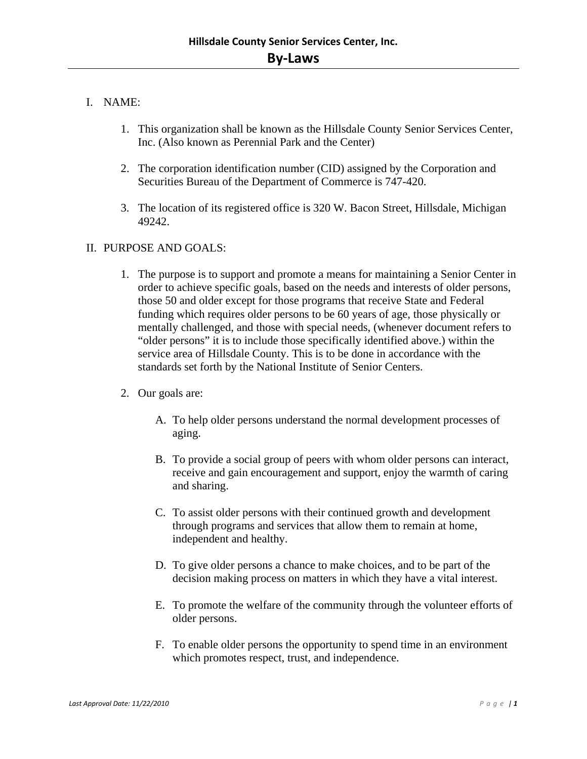# Hillsdale County Senior Services Center, Inc.

## By-Laws

I. NAME:

1. This organization shall be known as the Hillsdale County Senior Services Center, Inc. (Also known as Perennial Park and the Center)

2. The corporation identification number (CID) assigned by the Corporation and Securities Bureau of the Department of Commerce is 747-420.

3. The location of its registered office is 320 W. Bacon Street, Hillsdale, Michigan 49242.

II. PURPOSE AND GOALS:

1. The purpose is to support and promote a means for maintaining a Senior Center in order to achieve specific goals, based on the needs and interests of older persons, those 50 and older except for those programs that receive State and Federal funding which requires older persons to be 60 years of age, those physically or mentally challenged, and those with special needs, (whenever document refers to "older persons" it is to include those specifically identified above.) within the service area of Hillsdale County. This is to be done in accordance with the standards set forth by the National Institute of Senior Centers.

2. Our goals are:

   A. To help older persons understand the normal development processes of aging.

   B. To provide a social group of peers with whom older persons can interact, receive and gain encouragement and support, enjoy the warmth of caring and sharing.

   C. To assist older persons with their continued growth and development through programs and services that allow them to remain at home, independent and healthy.

   D. To give older persons a chance to make choices, and to be part of the decision making process on matters in which they have a vital interest.

   E. To promote the welfare of the community through the volunteer efforts of older persons.

   F. To enable older persons the opportunity to spend time in an environment which promotes respect, trust, and independence.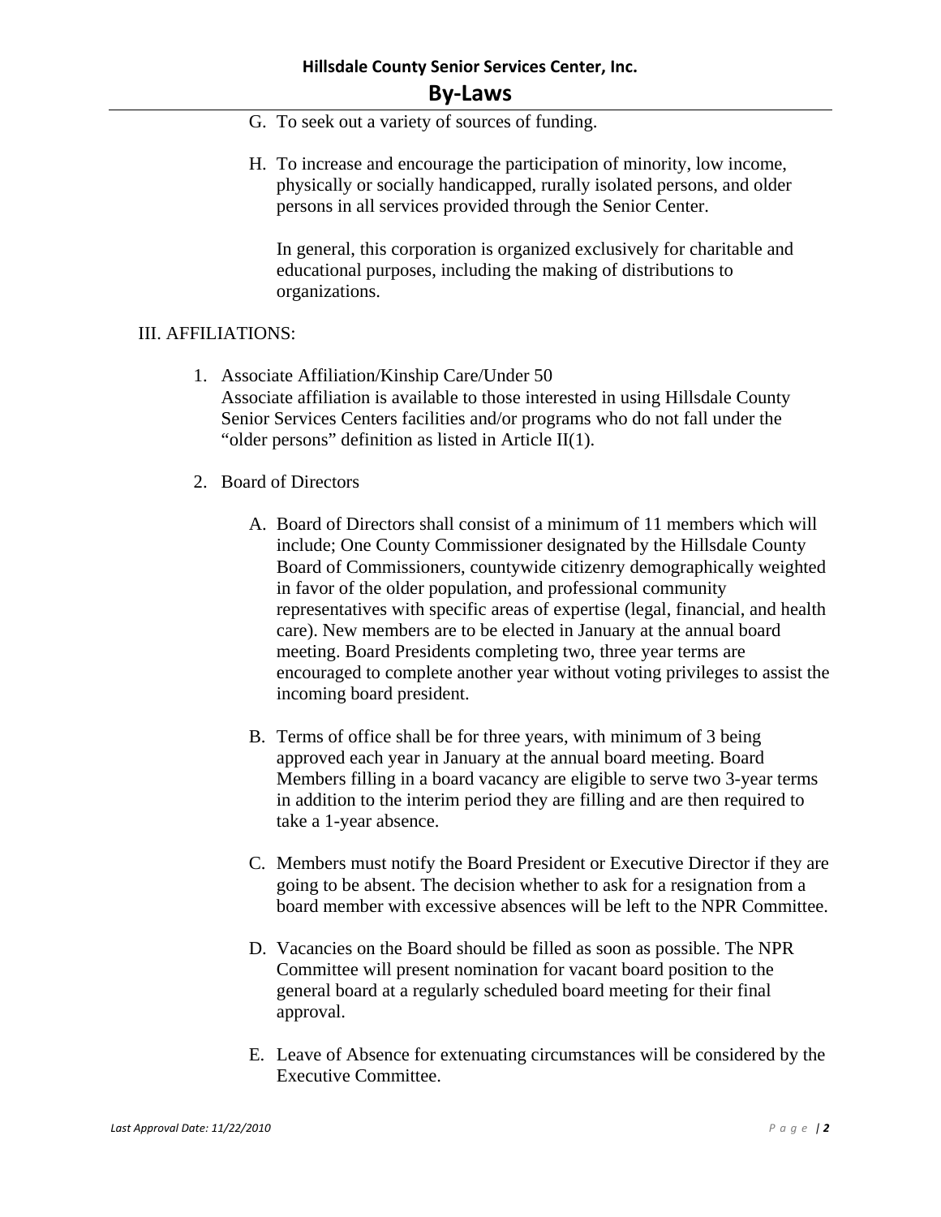G. To seek out a variety of sources of funding.

H. To increase and encourage the participation of minority, low income, physically or socially handicapped, rurally isolated persons, and older persons in all services provided through the Senior Center.

   In general, this corporation is organized exclusively for charitable and educational purposes, including the making of distributions to organizations.

III. AFFILIATIONS:

1. Associate Affiliation/Kinship Care/Under 50
   Associate affiliation is available to those interested in using Hillsdale County Senior Services Centers facilities and/or programs who do not fall under the "older persons" definition as listed in Article II(1).

2. Board of Directors

   A. Board of Directors shall consist of a minimum of 11 members which will include; One County Commissioner designated by the Hillsdale County Board of Commissioners, countywide citizenry demographically weighted in favor of the older population, and professional community representatives with specific areas of expertise (legal, financial, and health care). New members are to be elected in January at the annual board meeting. Board Presidents completing two, three year terms are encouraged to complete another year without voting privileges to assist the incoming board president.

   B. Terms of office shall be for three years, with minimum of 3 being approved each year in January at the annual board meeting. Board Members filling in a board vacancy are eligible to serve two 3-year terms in addition to the interim period they are filling and are then required to take a 1-year absence.

   C. Members must notify the Board President or Executive Director if they are going to be absent. The decision whether to ask for a resignation from a board member with excessive absences will be left to the NPR Committee.

   D. Vacancies on the Board should be filled as soon as possible. The NPR Committee will present nomination for vacant board position to the general board at a regularly scheduled board meeting for their final approval.

   E. Leave of Absence for extenuating circumstances will be considered by the Executive Committee.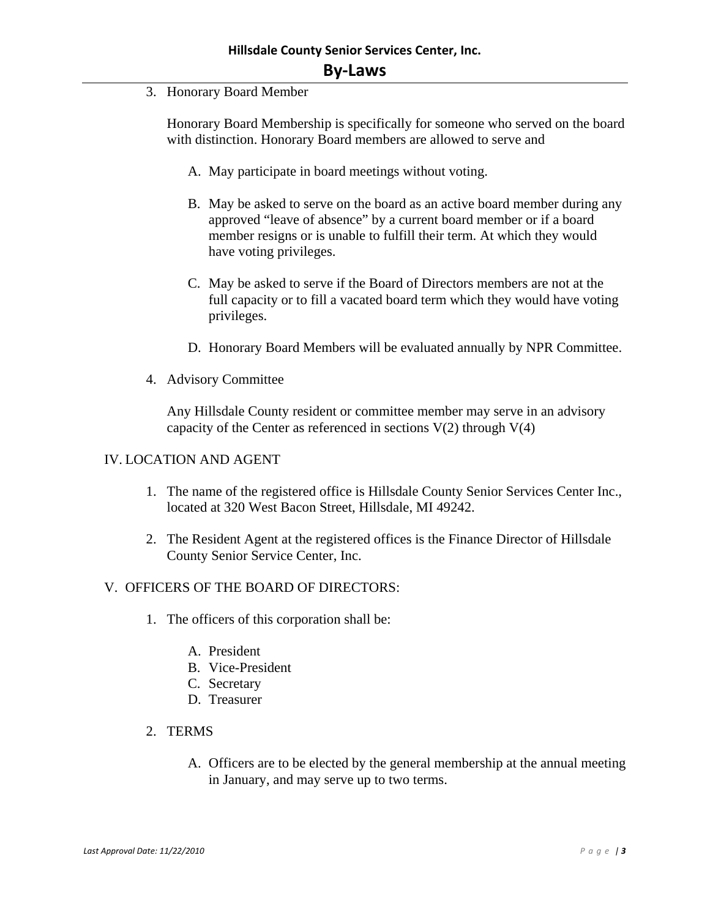3. Honorary Board Member

   Honorary Board Membership is specifically for someone who served on the board with distinction. Honorary Board members are allowed to serve and

   A. May participate in board meetings without voting.

   B. May be asked to serve on the board as an active board member during any approved "leave of absence" by a current board member or if a board member resigns or is unable to fulfill their term. At which they would have voting privileges.

   C. May be asked to serve if the Board of Directors members are not at the full capacity or to fill a vacated board term which they would have voting privileges.

   D. Honorary Board Members will be evaluated annually by NPR Committee.

4. Advisory Committee

   Any Hillsdale County resident or committee member may serve in an advisory capacity of the Center as referenced in sections V(2) through V(4)

IV. LOCATION AND AGENT

1. The name of the registered office is Hillsdale County Senior Services Center Inc., located at 320 West Bacon Street, Hillsdale, MI 49242.

2. The Resident Agent at the registered offices is the Finance Director of Hillsdale County Senior Service Center, Inc.

V. OFFICERS OF THE BOARD OF DIRECTORS:

1. The officers of this corporation shall be:

   A. President
   B. Vice-President
   C. Secretary
   D. Treasurer

2. TERMS

   A. Officers are to be elected by the general membership at the annual meeting in January, and may serve up to two terms.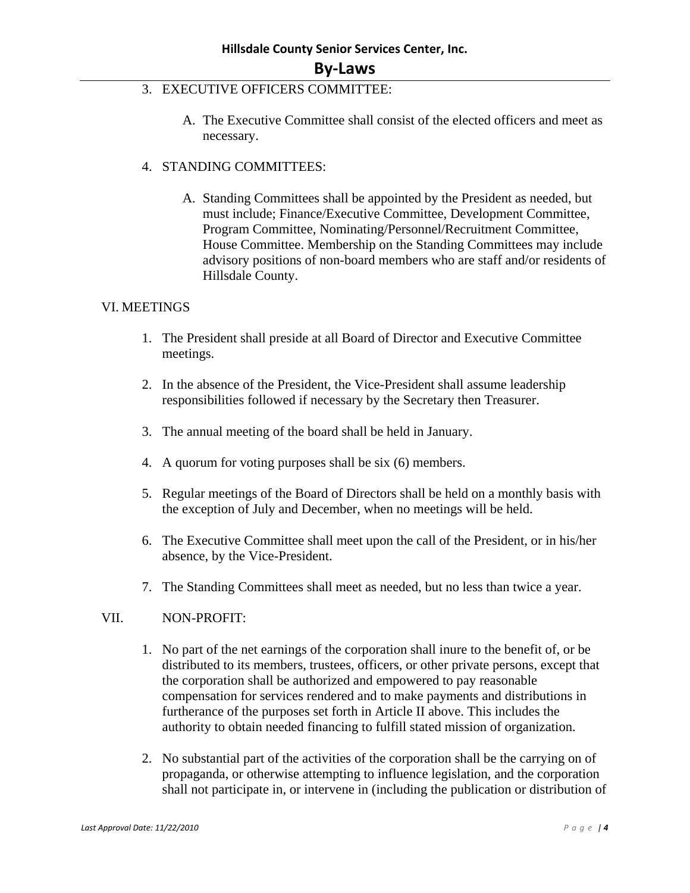3. EXECUTIVE OFFICERS COMMITTEE:

   A. The Executive Committee shall consist of the elected officers and meet as necessary.

4. STANDING COMMITTEES:

   A. Standing Committees shall be appointed by the President as needed, but must include; Finance/Executive Committee, Development Committee, Program Committee, Nominating/Personnel/Recruitment Committee, House Committee. Membership on the Standing Committees may include advisory positions of non-board members who are staff and/or residents of Hillsdale County.

## VI. MEETINGS

1. The President shall preside at all Board of Director and Executive Committee meetings.

2. In the absence of the President, the Vice-President shall assume leadership responsibilities followed if necessary by the Secretary then Treasurer.

3. The annual meeting of the board shall be held in January.

4. A quorum for voting purposes shall be six (6) members.

5. Regular meetings of the Board of Directors shall be held on a monthly basis with the exception of July and December, when no meetings will be held.

6. The Executive Committee shall meet upon the call of the President, or in his/her absence, by the Vice-President.

7. The Standing Committees shall meet as needed, but no less than twice a year.

## VII. NON-PROFIT:

1. No part of the net earnings of the corporation shall inure to the benefit of, or be distributed to its members, trustees, officers, or other private persons, except that the corporation shall be authorized and empowered to pay reasonable compensation for services rendered and to make payments and distributions in furtherance of the purposes set forth in Article II above. This includes the authority to obtain needed financing to fulfill stated mission of organization.

2. No substantial part of the activities of the corporation shall be the carrying on of propaganda, or otherwise attempting to influence legislation, and the corporation shall not participate in, or intervene in (including the publication or distribution of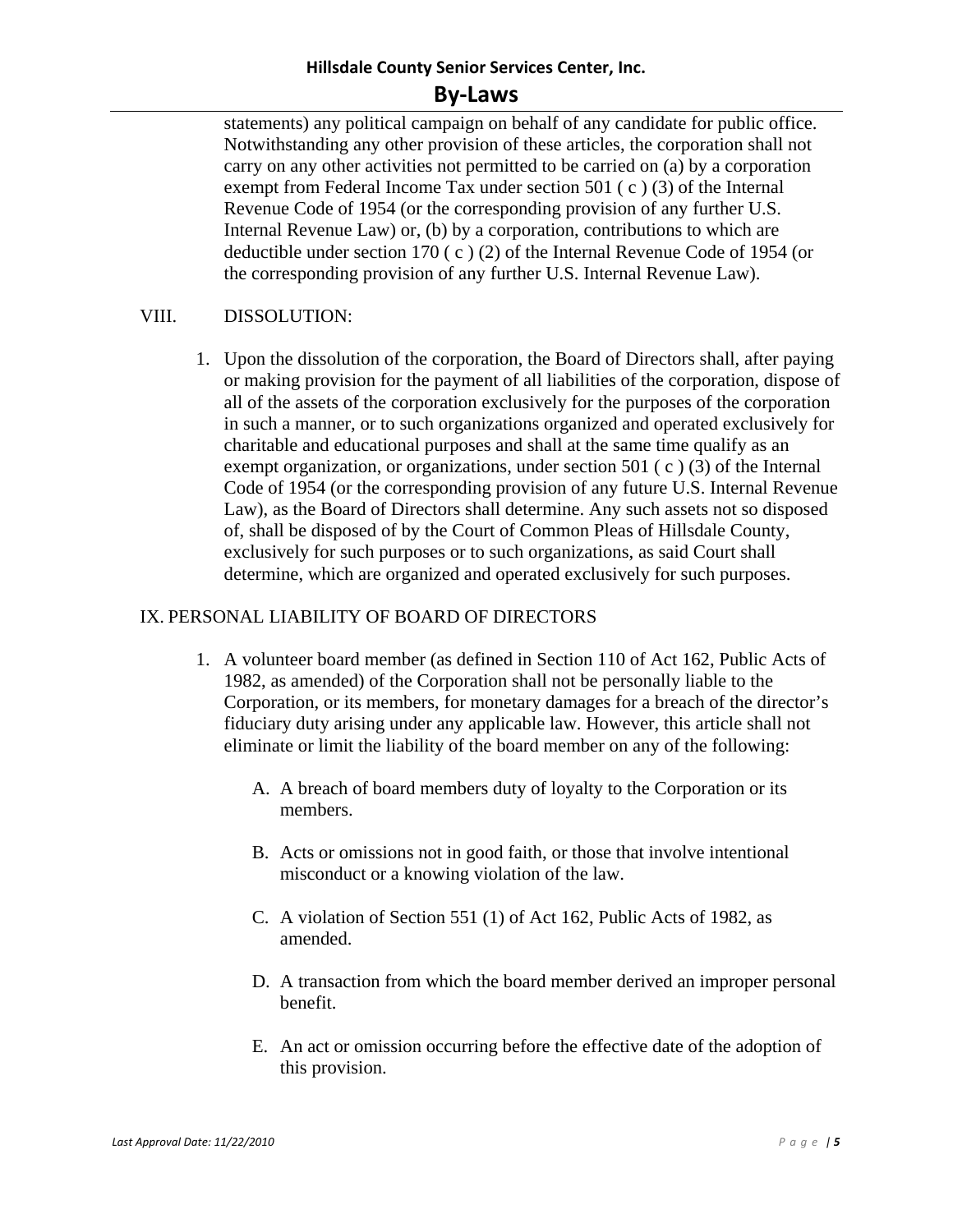statements) any political campaign on behalf of any candidate for public office. Notwithstanding any other provision of these articles, the corporation shall not carry on any other activities not permitted to be carried on (a) by a corporation exempt from Federal Income Tax under section 501 ( c ) (3) of the Internal Revenue Code of 1954 (or the corresponding provision of any further U.S. Internal Revenue Law) or, (b) by a corporation, contributions to which are deductible under section 170 ( c ) (2) of the Internal Revenue Code of 1954 (or the corresponding provision of any further U.S. Internal Revenue Law).

VIII. DISSOLUTION:

1. Upon the dissolution of the corporation, the Board of Directors shall, after paying or making provision for the payment of all liabilities of the corporation, dispose of all of the assets of the corporation exclusively for the purposes of the corporation in such a manner, or to such organizations organized and operated exclusively for charitable and educational purposes and shall at the same time qualify as an exempt organization, or organizations, under section 501 ( c ) (3) of the Internal Code of 1954 (or the corresponding provision of any future U.S. Internal Revenue Law), as the Board of Directors shall determine. Any such assets not so disposed of, shall be disposed of by the Court of Common Pleas of Hillsdale County, exclusively for such purposes or to such organizations, as said Court shall determine, which are organized and operated exclusively for such purposes.

IX. PERSONAL LIABILITY OF BOARD OF DIRECTORS

1. A volunteer board member (as defined in Section 110 of Act 162, Public Acts of 1982, as amended) of the Corporation shall not be personally liable to the Corporation, or its members, for monetary damages for a breach of the director's fiduciary duty arising under any applicable law. However, this article shall not eliminate or limit the liability of the board member on any of the following:

   A. A breach of board members duty of loyalty to the Corporation or its members.

   B. Acts or omissions not in good faith, or those that involve intentional misconduct or a knowing violation of the law.

   C. A violation of Section 551 (1) of Act 162, Public Acts of 1982, as amended.

   D. A transaction from which the board member derived an improper personal benefit.

   E. An act or omission occurring before the effective date of the adoption of this provision.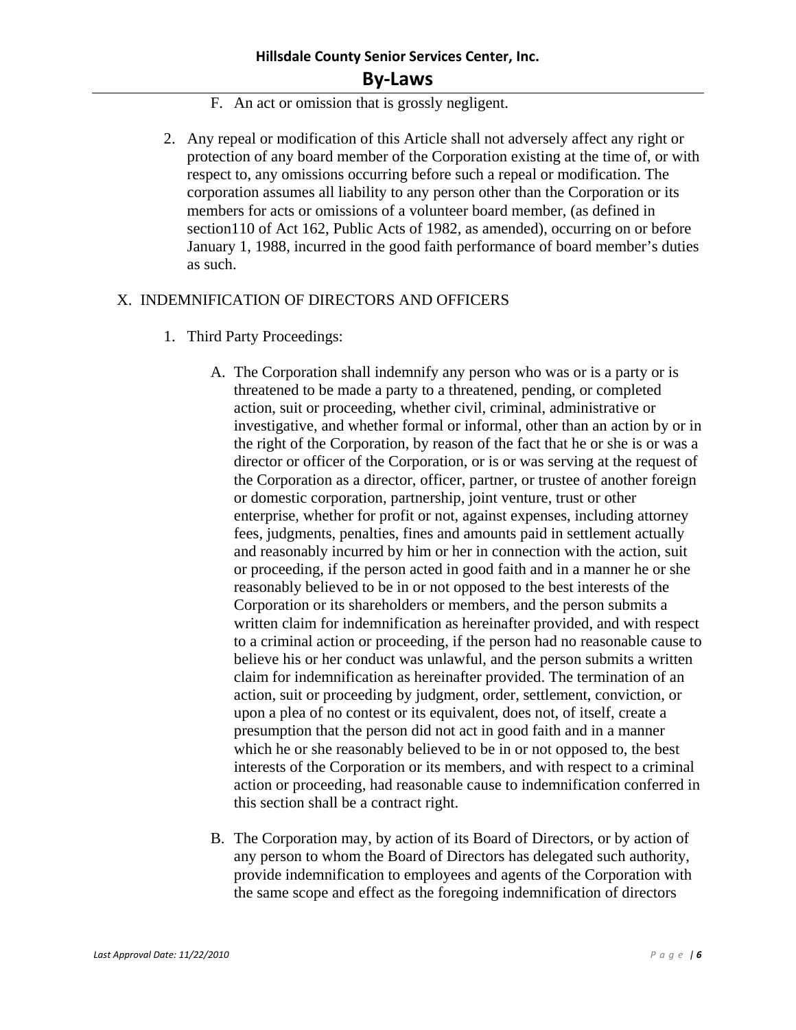F. An act or omission that is grossly negligent.

2. Any repeal or modification of this Article shall not adversely affect any right or protection of any board member of the Corporation existing at the time of, or with respect to, any omissions occurring before such a repeal or modification. The corporation assumes all liability to any person other than the Corporation or its members for acts or omissions of a volunteer board member, (as defined in section110 of Act 162, Public Acts of 1982, as amended), occurring on or before January 1, 1988, incurred in the good faith performance of board member's duties as such.

## X. INDEMNIFICATION OF DIRECTORS AND OFFICERS

1. Third Party Proceedings:

   A. The Corporation shall indemnify any person who was or is a party or is threatened to be made a party to a threatened, pending, or completed action, suit or proceeding, whether civil, criminal, administrative or investigative, and whether formal or informal, other than an action by or in the right of the Corporation, by reason of the fact that he or she is or was a director or officer of the Corporation, or is or was serving at the request of the Corporation as a director, officer, partner, or trustee of another foreign or domestic corporation, partnership, joint venture, trust or other enterprise, whether for profit or not, against expenses, including attorney fees, judgments, penalties, fines and amounts paid in settlement actually and reasonably incurred by him or her in connection with the action, suit or proceeding, if the person acted in good faith and in a manner he or she reasonably believed to be in or not opposed to the best interests of the Corporation or its shareholders or members, and the person submits a written claim for indemnification as hereinafter provided, and with respect to a criminal action or proceeding, if the person had no reasonable cause to believe his or her conduct was unlawful, and the person submits a written claim for indemnification as hereinafter provided. The termination of an action, suit or proceeding by judgment, order, settlement, conviction, or upon a plea of no contest or its equivalent, does not, of itself, create a presumption that the person did not act in good faith and in a manner which he or she reasonably believed to be in or not opposed to, the best interests of the Corporation or its members, and with respect to a criminal action or proceeding, had reasonable cause to indemnification conferred in this section shall be a contract right.

   B. The Corporation may, by action of its Board of Directors, or by action of any person to whom the Board of Directors has delegated such authority, provide indemnification to employees and agents of the Corporation with the same scope and effect as the foregoing indemnification of directors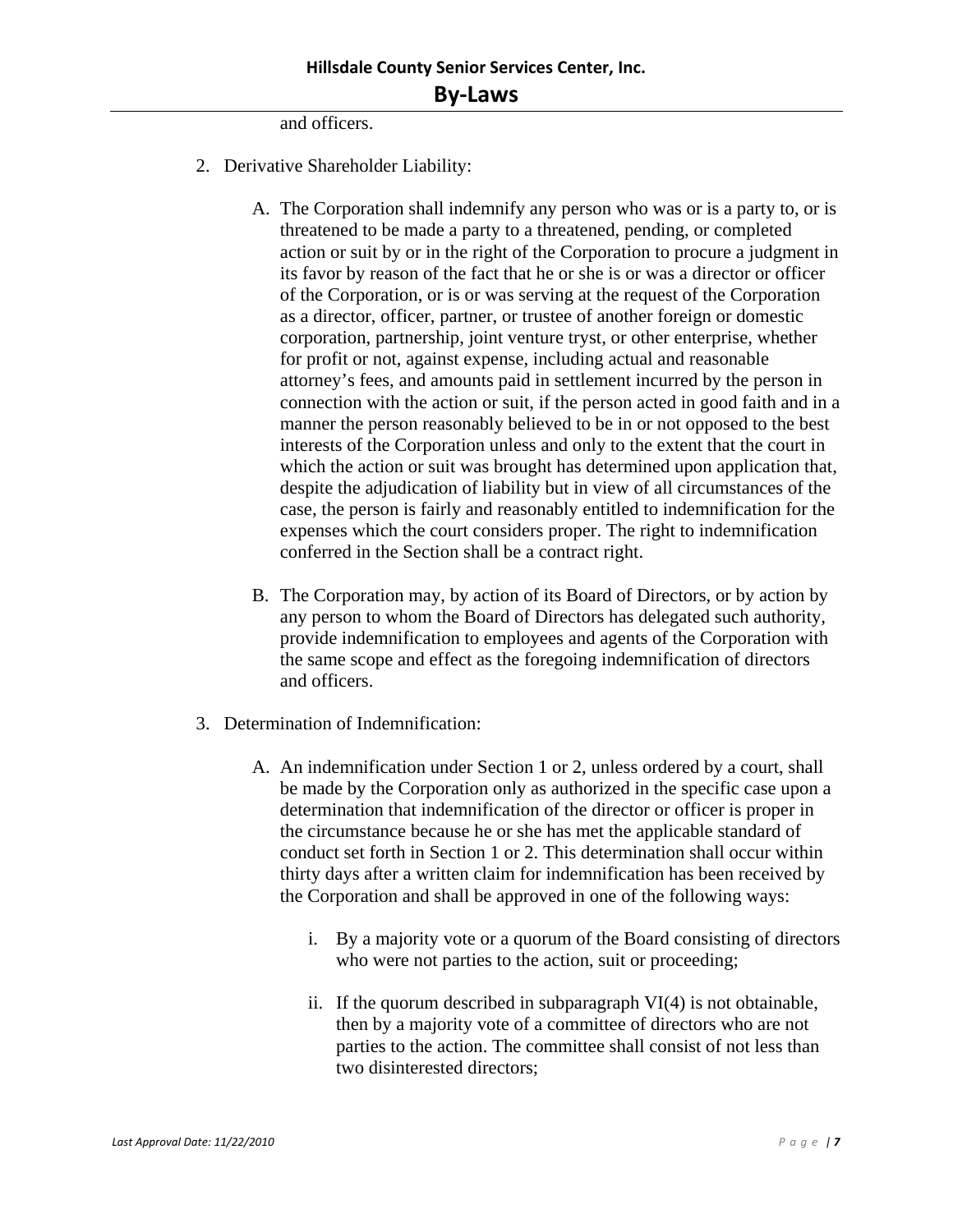and officers.

2. Derivative Shareholder Liability:

    A. The Corporation shall indemnify any person who was or is a party to, or is threatened to be made a party to a threatened, pending, or completed action or suit by or in the right of the Corporation to procure a judgment in its favor by reason of the fact that he or she is or was a director or officer of the Corporation, or is or was serving at the request of the Corporation as a director, officer, partner, or trustee of another foreign or domestic corporation, partnership, joint venture tryst, or other enterprise, whether for profit or not, against expense, including actual and reasonable attorney's fees, and amounts paid in settlement incurred by the person in connection with the action or suit, if the person acted in good faith and in a manner the person reasonably believed to be in or not opposed to the best interests of the Corporation unless and only to the extent that the court in which the action or suit was brought has determined upon application that, despite the adjudication of liability but in view of all circumstances of the case, the person is fairly and reasonably entitled to indemnification for the expenses which the court considers proper. The right to indemnification conferred in the Section shall be a contract right.

    B. The Corporation may, by action of its Board of Directors, or by action by any person to whom the Board of Directors has delegated such authority, provide indemnification to employees and agents of the Corporation with the same scope and effect as the foregoing indemnification of directors and officers.

3. Determination of Indemnification:

    A. An indemnification under Section 1 or 2, unless ordered by a court, shall be made by the Corporation only as authorized in the specific case upon a determination that indemnification of the director or officer is proper in the circumstance because he or she has met the applicable standard of conduct set forth in Section 1 or 2. This determination shall occur within thirty days after a written claim for indemnification has been received by the Corporation and shall be approved in one of the following ways:

        i. By a majority vote or a quorum of the Board consisting of directors who were not parties to the action, suit or proceeding;

        ii. If the quorum described in subparagraph VI(4) is not obtainable, then by a majority vote of a committee of directors who are not parties to the action. The committee shall consist of not less than two disinterested directors;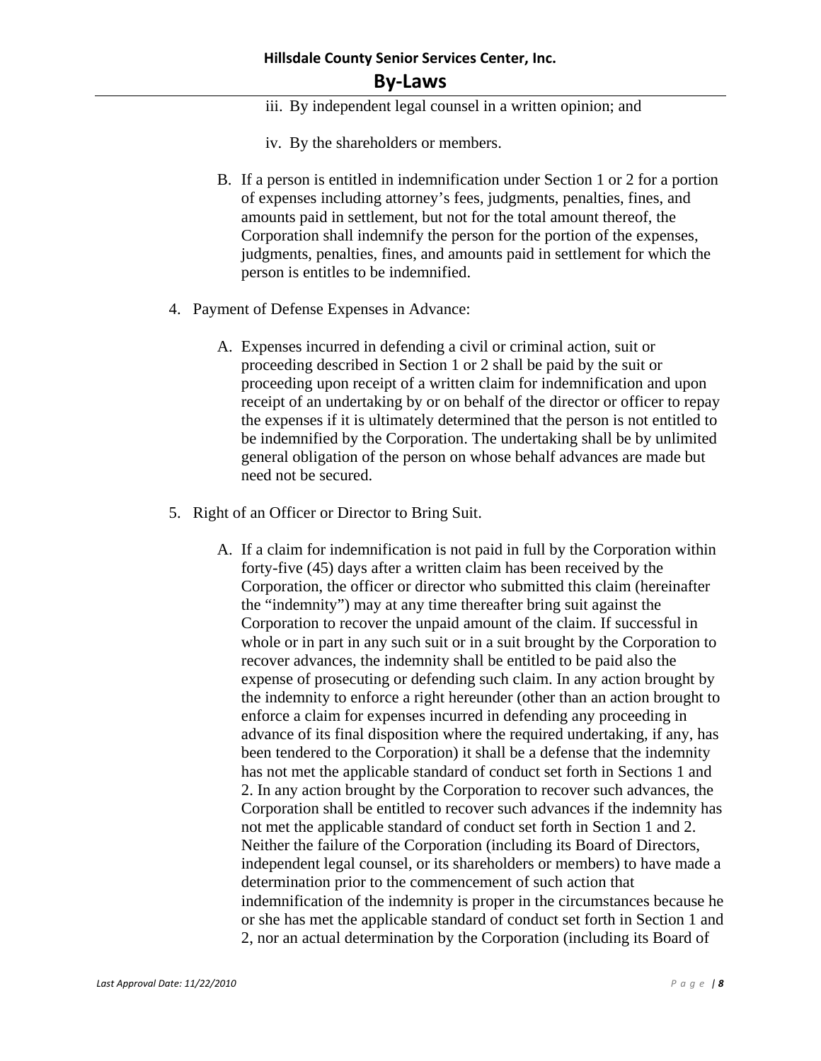iii. By independent legal counsel in a written opinion; and

iv. By the shareholders or members.

B. If a person is entitled in indemnification under Section 1 or 2 for a portion of expenses including attorney's fees, judgments, penalties, fines, and amounts paid in settlement, but not for the total amount thereof, the Corporation shall indemnify the person for the portion of the expenses, judgments, penalties, fines, and amounts paid in settlement for which the person is entitles to be indemnified.

4. Payment of Defense Expenses in Advance:

   A. Expenses incurred in defending a civil or criminal action, suit or proceeding described in Section 1 or 2 shall be paid by the suit or proceeding upon receipt of a written claim for indemnification and upon receipt of an undertaking by or on behalf of the director or officer to repay the expenses if it is ultimately determined that the person is not entitled to be indemnified by the Corporation. The undertaking shall be by unlimited general obligation of the person on whose behalf advances are made but need not be secured.

5. Right of an Officer or Director to Bring Suit.

   A. If a claim for indemnification is not paid in full by the Corporation within forty-five (45) days after a written claim has been received by the Corporation, the officer or director who submitted this claim (hereinafter the "indemnity") may at any time thereafter bring suit against the Corporation to recover the unpaid amount of the claim. If successful in whole or in part in any such suit or in a suit brought by the Corporation to recover advances, the indemnity shall be entitled to be paid also the expense of prosecuting or defending such claim. In any action brought by the indemnity to enforce a right hereunder (other than an action brought to enforce a claim for expenses incurred in defending any proceeding in advance of its final disposition where the required undertaking, if any, has been tendered to the Corporation) it shall be a defense that the indemnity has not met the applicable standard of conduct set forth in Sections 1 and 2. In any action brought by the Corporation to recover such advances, the Corporation shall be entitled to recover such advances if the indemnity has not met the applicable standard of conduct set forth in Section 1 and 2. Neither the failure of the Corporation (including its Board of Directors, independent legal counsel, or its shareholders or members) to have made a determination prior to the commencement of such action that indemnification of the indemnity is proper in the circumstances because he or she has met the applicable standard of conduct set forth in Section 1 and 2, nor an actual determination by the Corporation (including its Board of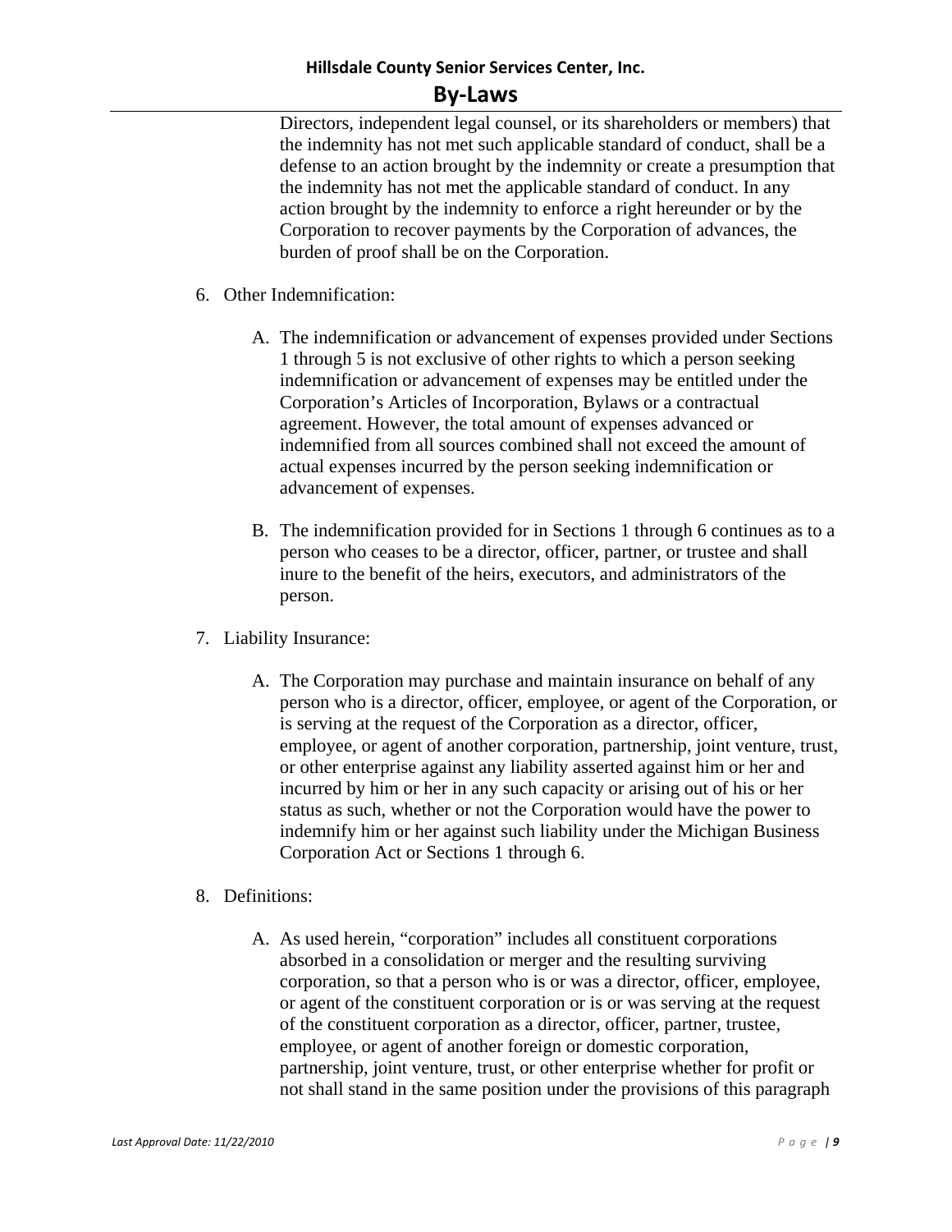Directors, independent legal counsel, or its shareholders or members) that the indemnity has not met such applicable standard of conduct, shall be a defense to an action brought by the indemnity or create a presumption that the indemnity has not met the applicable standard of conduct. In any action brought by the indemnity to enforce a right hereunder or by the Corporation to recover payments by the Corporation of advances, the burden of proof shall be on the Corporation.

6. Other Indemnification:

   A. The indemnification or advancement of expenses provided under Sections 1 through 5 is not exclusive of other rights to which a person seeking indemnification or advancement of expenses may be entitled under the Corporation's Articles of Incorporation, Bylaws or a contractual agreement. However, the total amount of expenses advanced or indemnified from all sources combined shall not exceed the amount of actual expenses incurred by the person seeking indemnification or advancement of expenses.

   B. The indemnification provided for in Sections 1 through 6 continues as to a person who ceases to be a director, officer, partner, or trustee and shall inure to the benefit of the heirs, executors, and administrators of the person.

7. Liability Insurance:

   A. The Corporation may purchase and maintain insurance on behalf of any person who is a director, officer, employee, or agent of the Corporation, or is serving at the request of the Corporation as a director, officer, employee, or agent of another corporation, partnership, joint venture, trust, or other enterprise against any liability asserted against him or her and incurred by him or her in any such capacity or arising out of his or her status as such, whether or not the Corporation would have the power to indemnify him or her against such liability under the Michigan Business Corporation Act or Sections 1 through 6.

8. Definitions:

   A. As used herein, "corporation" includes all constituent corporations absorbed in a consolidation or merger and the resulting surviving corporation, so that a person who is or was a director, officer, employee, or agent of the constituent corporation or is or was serving at the request of the constituent corporation as a director, officer, partner, trustee, employee, or agent of another foreign or domestic corporation, partnership, joint venture, trust, or other enterprise whether for profit or not shall stand in the same position under the provisions of this paragraph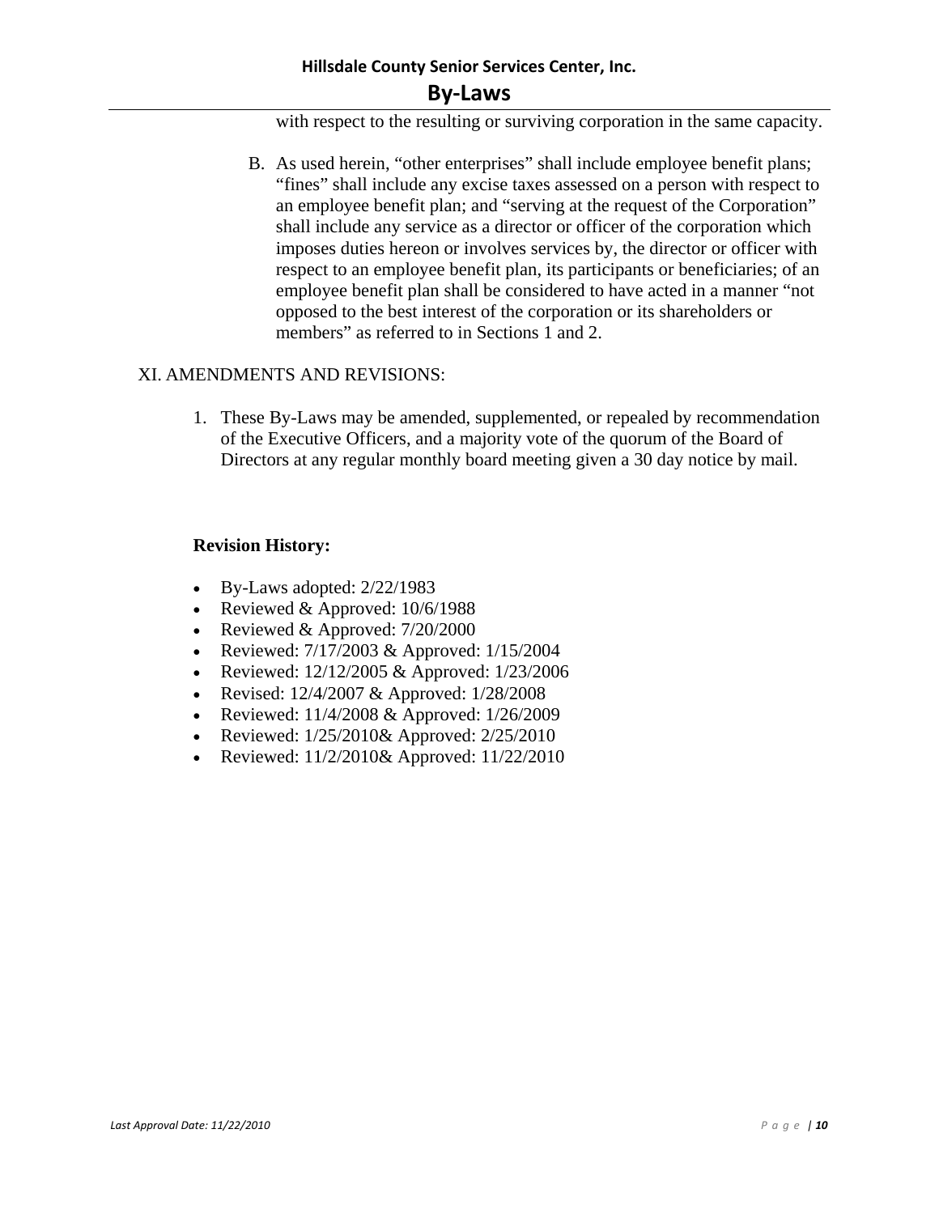with respect to the resulting or surviving corporation in the same capacity.

B. As used herein, "other enterprises" shall include employee benefit plans; "fines" shall include any excise taxes assessed on a person with respect to an employee benefit plan; and "serving at the request of the Corporation" shall include any service as a director or officer of the corporation which imposes duties hereon or involves services by, the director or officer with respect to an employee benefit plan, its participants or beneficiaries; of an employee benefit plan shall be considered to have acted in a manner "not opposed to the best interest of the corporation or its shareholders or members" as referred to in Sections 1 and 2.

XI. AMENDMENTS AND REVISIONS:

1. These By-Laws may be amended, supplemented, or repealed by recommendation of the Executive Officers, and a majority vote of the quorum of the Board of Directors at any regular monthly board meeting given a 30 day notice by mail.

**Revision History:**

- By-Laws adopted: 2/22/1983
- Reviewed & Approved: 10/6/1988
- Reviewed & Approved: 7/20/2000
- Reviewed: 7/17/2003 & Approved: 1/15/2004
- Reviewed: 12/12/2005 & Approved: 1/23/2006
- Revised: 12/4/2007 & Approved: 1/28/2008
- Reviewed: 11/4/2008 & Approved: 1/26/2009
- Reviewed: 1/25/2010& Approved: 2/25/2010
- Reviewed: 11/2/2010& Approved: 11/22/2010